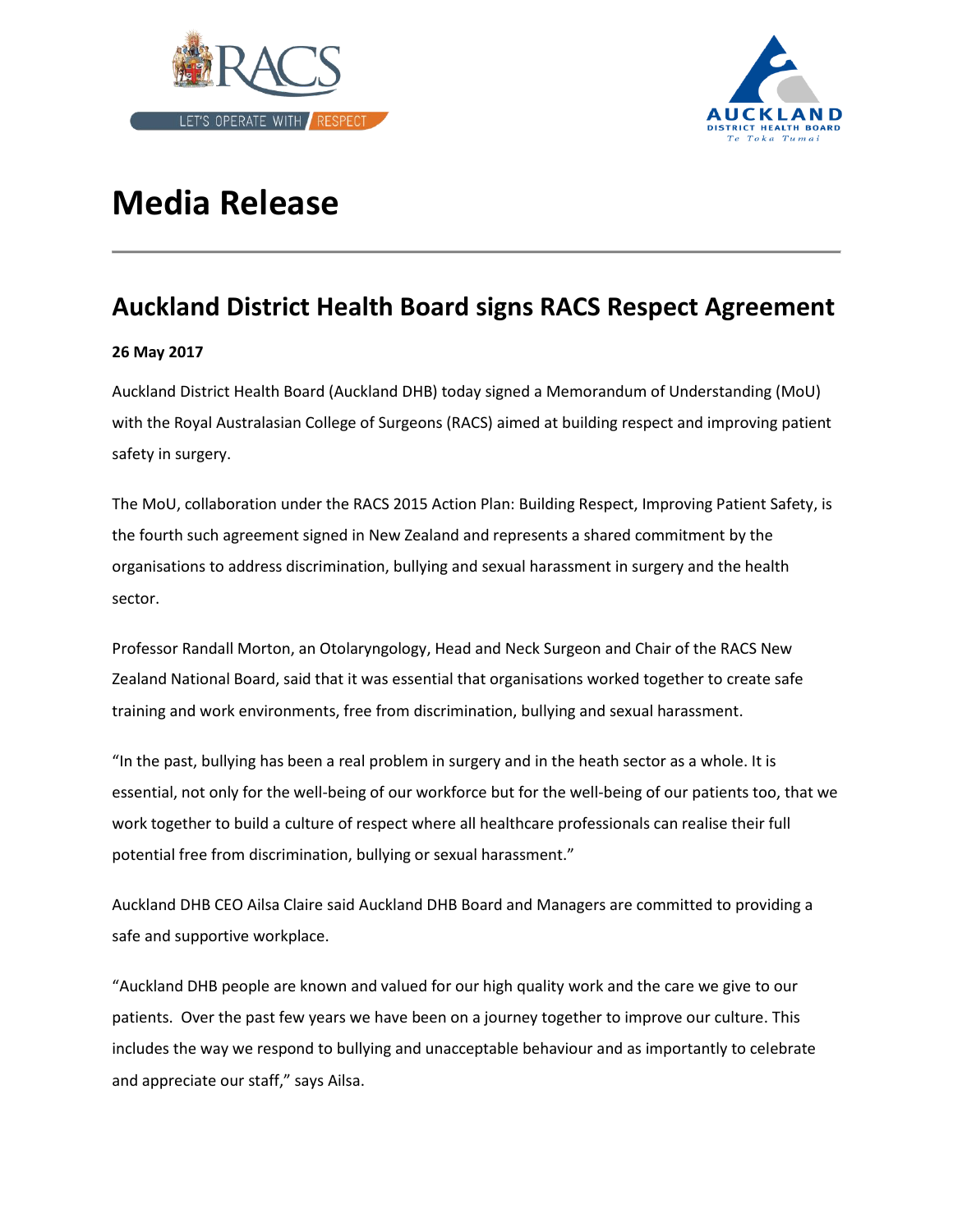# Media Release

## Auckland District Health Board signs RACS Respect Agreement

**26 May 2017**

Auckland District Health Board (Auckland DHB) today signed a Memorandum of Understanding (MoU) with the Royal Australasian College of Surgeons (RACS) aimed at building respect and improving patient safety in surgery.

The MoU, collaboration under the RACS 2015 Action Plan: Building Respect, Improving Patient Safety, is the fourth such agreement signed in New Zealand and represents a shared commitment by the organisations to address discrimination, bullying and sexual harassment in surgery and the health sector.

Professor Randall Morton, an Otolaryngology, Head and Neck Surgeon and Chair of the RACS New Zealand National Board, said that it was essential that organisations worked together to create safe training and work environments, free from discrimination, bullying and sexual harassment.

"In the past, bullying has been a real problem in surgery and in the heath sector as a whole. It is essential, not only for the well-being of our workforce but for the well-being of our patients too, that we work together to build a culture of respect where all healthcare professionals can realise their full potential free from discrimination, bullying or sexual harassment."

Auckland DHB CEO Ailsa Claire said Auckland DHB Board and Managers are committed to providing a safe and supportive workplace.

"Auckland DHB people are known and valued for our high quality work and the care we give to our patients. Over the past few years we have been on a journey together to improve our culture. This includes the way we respond to bullying and unacceptable behaviour and as importantly to celebrate and appreciate our staff," says Ailsa.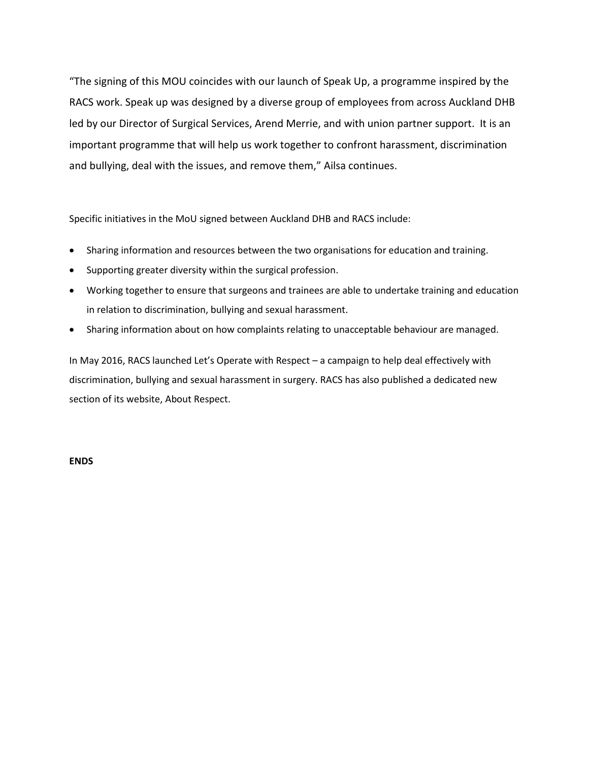"The signing of this MOU coincides with our launch of Speak Up, a programme inspired by the RACS work. Speak up was designed by a diverse group of employees from across Auckland DHB led by our Director of Surgical Services, Arend Merrie, and with union partner support. It is an important programme that will help us work together to confront harassment, discrimination and bullying, deal with the issues, and remove them," Ailsa continues.

Specific initiatives in the MoU signed between Auckland DHB and RACS include:

- Sharing information and resources between the two organisations for education and training.
- Supporting greater diversity within the surgical profession.
- Working together to ensure that surgeons and trainees are able to undertake training and education in relation to discrimination, bullying and sexual harassment.
- Sharing information about on how complaints relating to unacceptable behaviour are managed.

In May 2016, RACS launched Let's Operate with Respect – a campaign to help deal effectively with discrimination, bullying and sexual harassment in surgery. RACS has also published a dedicated new section of its website, About Respect.

**ENDS**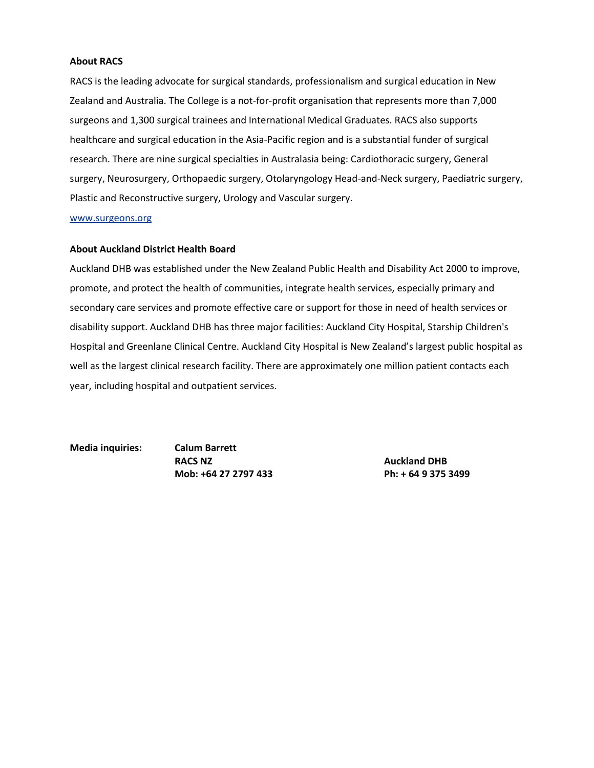**About RACS**

RACS is the leading advocate for surgical standards, professionalism and surgical education in New Zealand and Australia. The College is a not-for-profit organisation that represents more than 7,000 surgeons and 1,300 surgical trainees and International Medical Graduates. RACS also supports healthcare and surgical education in the Asia-Pacific region and is a substantial funder of surgical research. There are nine surgical specialties in Australasia being: Cardiothoracic surgery, General surgery, Neurosurgery, Orthopaedic surgery, Otolaryngology Head-and-Neck surgery, Paediatric surgery, Plastic and Reconstructive surgery, Urology and Vascular surgery.

[www.surgeons.org](http://www.surgeons.org)

**About Auckland District Health Board**

Auckland DHB was established under the New Zealand Public Health and Disability Act 2000 to improve, promote, and protect the health of communities, integrate health services, especially primary and secondary care services and promote effective care or support for those in need of health services or disability support. Auckland DHB has three major facilities: Auckland City Hospital, Starship Children's Hospital and Greenlane Clinical Centre. Auckland City Hospital is New Zealand's largest public hospital as well as the largest clinical research facility. There are approximately one million patient contacts each year, including hospital and outpatient services.

| | | |
|---|---|---|
| **Media inquiries:** | **Calum Barrett** | |
| | **RACS NZ** | **Auckland DHB** |
| | **Mob: +64 27 2797 433** | **Ph: + 64 9 375 3499** |